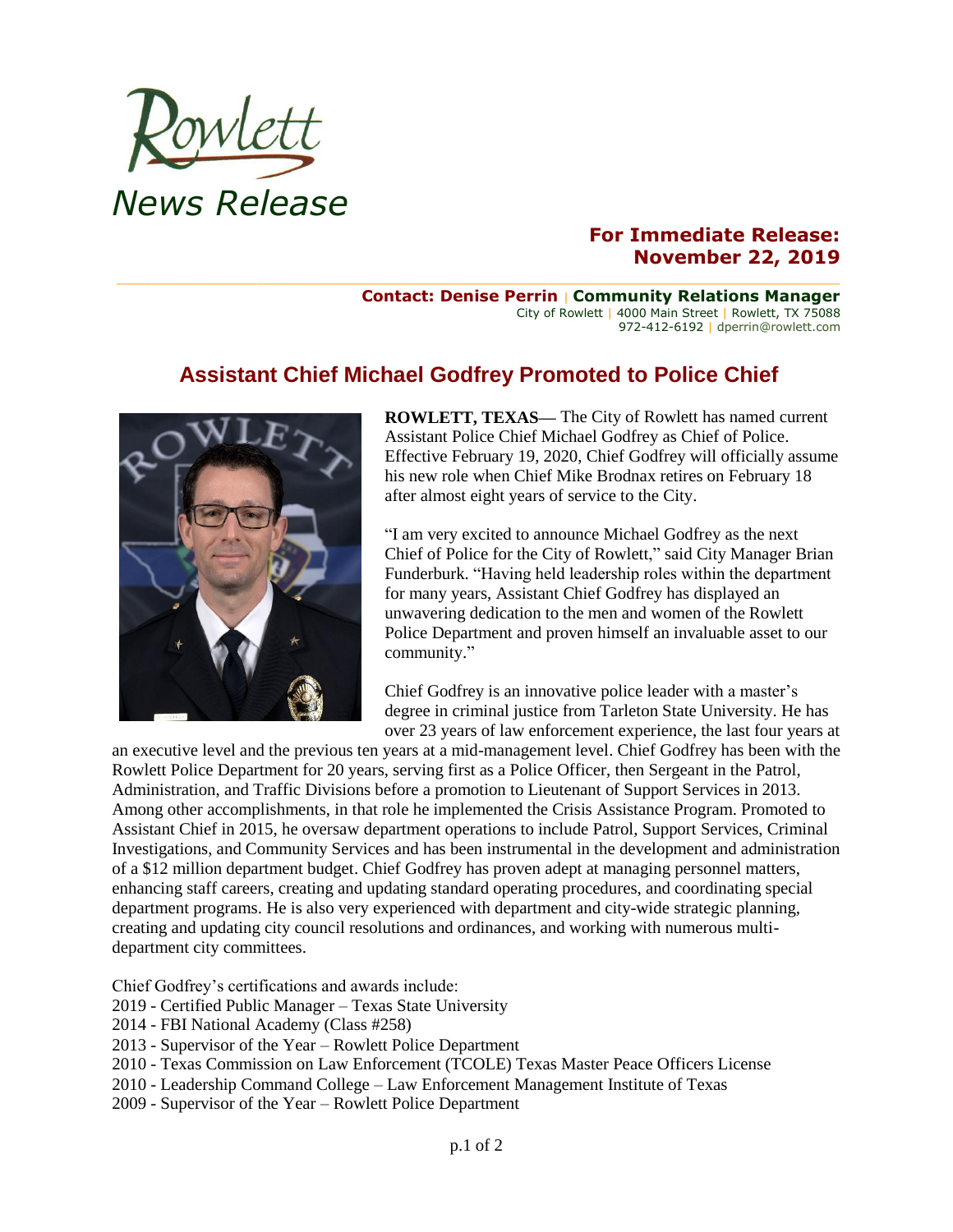Rowlett

*News Release*

**For Immediate Release: November 22, 2019**

**Contact: Denise Perrin | Community Relations Manager**
City of Rowlett | 4000 Main Street | Rowlett, TX 75088
972-412-6192 | dperrin@rowlett.com

# Assistant Chief Michael Godfrey Promoted to Police Chief

**ROWLETT, TEXAS—** The City of Rowlett has named current Assistant Police Chief Michael Godfrey as Chief of Police. Effective February 19, 2020, Chief Godfrey will officially assume his new role when Chief Mike Brodnax retires on February 18 after almost eight years of service to the City.

"I am very excited to announce Michael Godfrey as the next Chief of Police for the City of Rowlett," said City Manager Brian Funderburk. "Having held leadership roles within the department for many years, Assistant Chief Godfrey has displayed an unwavering dedication to the men and women of the Rowlett Police Department and proven himself an invaluable asset to our community."

Chief Godfrey is an innovative police leader with a master's degree in criminal justice from Tarleton State University. He has over 23 years of law enforcement experience, the last four years at an executive level and the previous ten years at a mid-management level. Chief Godfrey has been with the Rowlett Police Department for 20 years, serving first as a Police Officer, then Sergeant in the Patrol, Administration, and Traffic Divisions before a promotion to Lieutenant of Support Services in 2013. Among other accomplishments, in that role he implemented the Crisis Assistance Program. Promoted to Assistant Chief in 2015, he oversaw department operations to include Patrol, Support Services, Criminal Investigations, and Community Services and has been instrumental in the development and administration of a $12 million department budget. Chief Godfrey has proven adept at managing personnel matters, enhancing staff careers, creating and updating standard operating procedures, and coordinating special department programs. He is also very experienced with department and city-wide strategic planning, creating and updating city council resolutions and ordinances, and working with numerous multi-department city committees.

Chief Godfrey's certifications and awards include:
- 2019 - Certified Public Manager – Texas State University
- 2014 - FBI National Academy (Class #258)
- 2013 - Supervisor of the Year – Rowlett Police Department
- 2010 - Texas Commission on Law Enforcement (TCOLE) Texas Master Peace Officers License
- 2010 - Leadership Command College – Law Enforcement Management Institute of Texas
- 2009 - Supervisor of the Year – Rowlett Police Department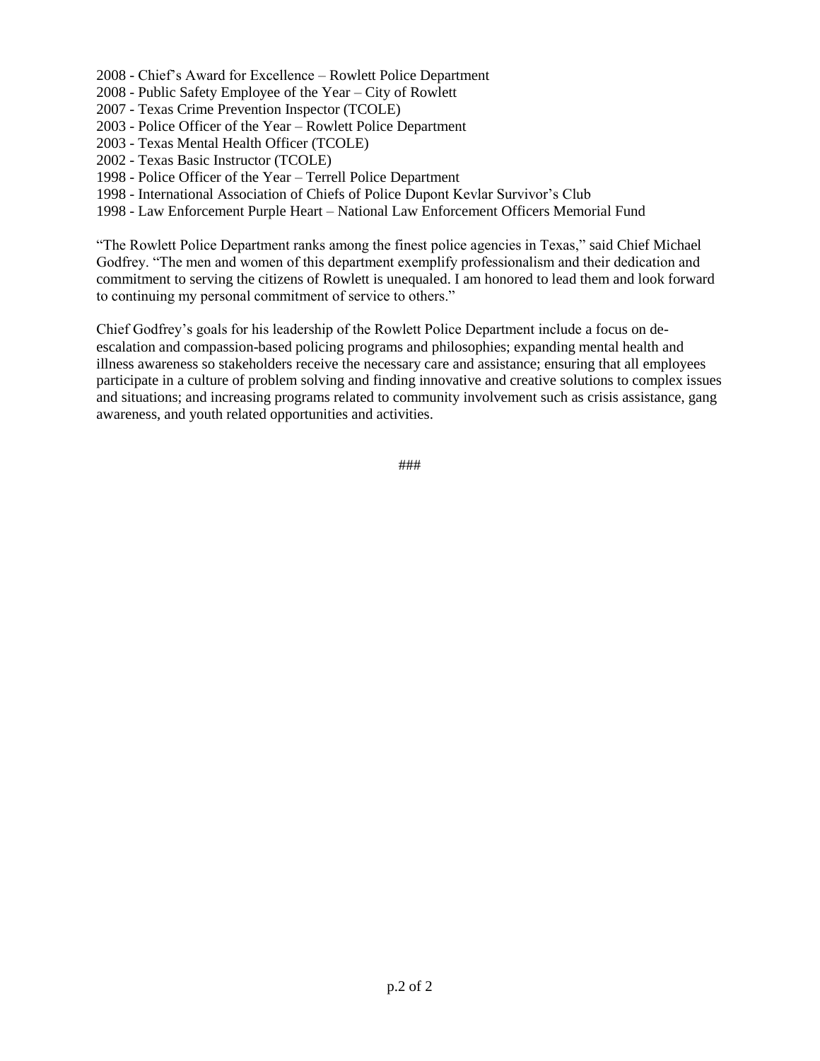2008 - Chief's Award for Excellence – Rowlett Police Department
2008 - Public Safety Employee of the Year – City of Rowlett
2007 - Texas Crime Prevention Inspector (TCOLE)
2003 - Police Officer of the Year – Rowlett Police Department
2003 - Texas Mental Health Officer (TCOLE)
2002 - Texas Basic Instructor (TCOLE)
1998 - Police Officer of the Year – Terrell Police Department
1998 - International Association of Chiefs of Police Dupont Kevlar Survivor's Club
1998 - Law Enforcement Purple Heart – National Law Enforcement Officers Memorial Fund

"The Rowlett Police Department ranks among the finest police agencies in Texas," said Chief Michael Godfrey. "The men and women of this department exemplify professionalism and their dedication and commitment to serving the citizens of Rowlett is unequaled. I am honored to lead them and look forward to continuing my personal commitment of service to others."

Chief Godfrey's goals for his leadership of the Rowlett Police Department include a focus on de-escalation and compassion-based policing programs and philosophies; expanding mental health and illness awareness so stakeholders receive the necessary care and assistance; ensuring that all employees participate in a culture of problem solving and finding innovative and creative solutions to complex issues and situations; and increasing programs related to community involvement such as crisis assistance, gang awareness, and youth related opportunities and activities.

###